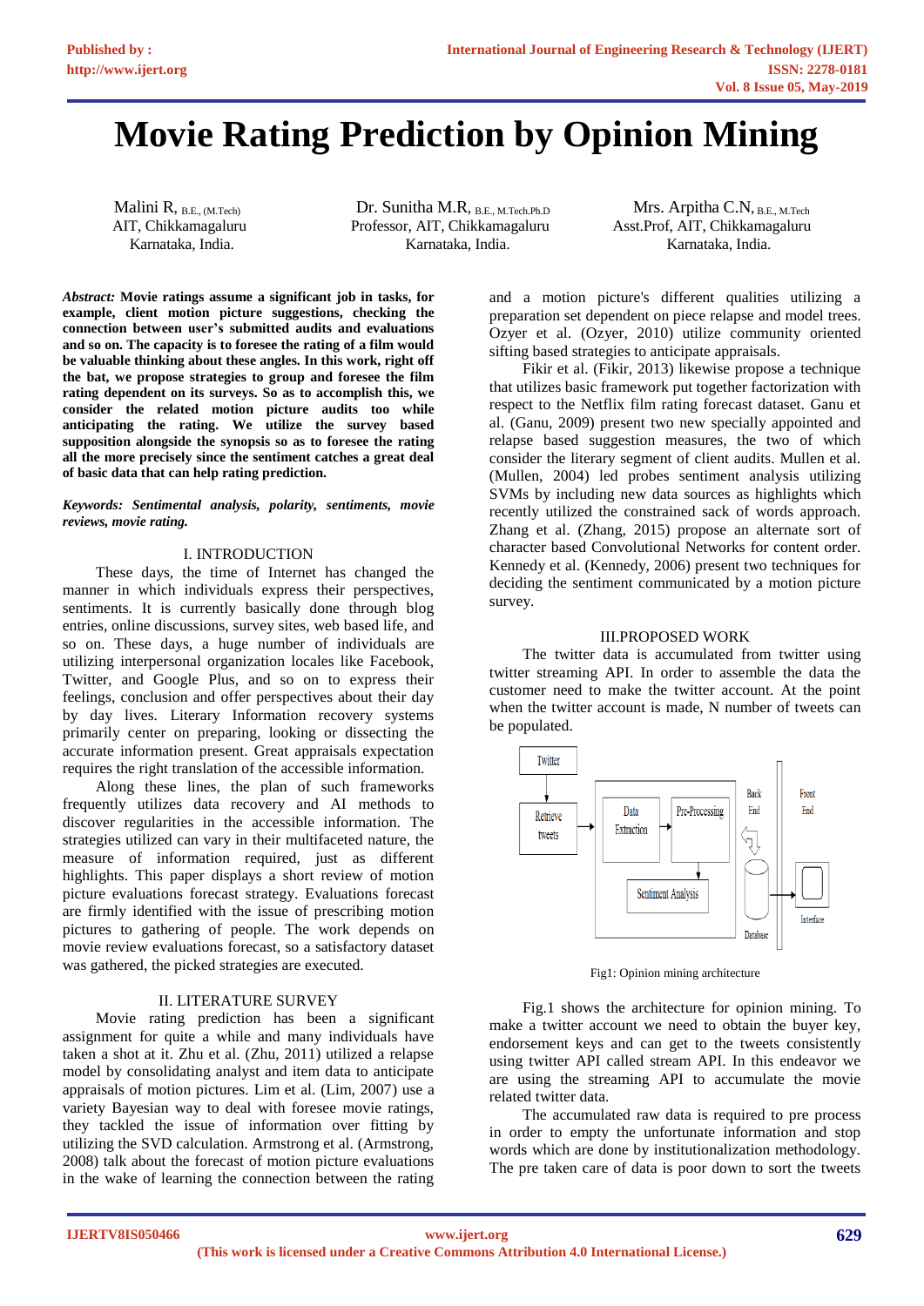# Movie Rating Prediction by Opinion Mining

Malini R, B.E., (M.Tech)
AIT, Chikkamagaluru
Karnataka, India.

Dr. Sunitha M.R, B.E., M.Tech.Ph.D
Professor, AIT, Chikkamagaluru
Karnataka, India.

Mrs. Arpitha C.N, B.E., M.Tech
Asst.Prof, AIT, Chikkamagaluru
Karnataka, India.

***Abstract:*** **Movie ratings assume a significant job in tasks, for example, client motion picture suggestions, checking the connection between user's submitted audits and evaluations and so on. The capacity is to foresee the rating of a film would be valuable thinking about these angles. In this work, right off the bat, we propose strategies to group and foresee the film rating dependent on its surveys. So as to accomplish this, we consider the related motion picture audits too while anticipating the rating. We utilize the survey based supposition alongside the synopsis so as to foresee the rating all the more precisely since the sentiment catches a great deal of basic data that can help rating prediction.**

***Keywords: Sentimental analysis, polarity, sentiments, movie reviews, movie rating.***

## I. INTRODUCTION

These days, the time of Internet has changed the manner in which individuals express their perspectives, sentiments. It is currently basically done through blog entries, online discussions, survey sites, web based life, and so on. These days, a huge number of individuals are utilizing interpersonal organization locales like Facebook, Twitter, and Google Plus, and so on to express their feelings, conclusion and offer perspectives about their day by day lives. Literary Information recovery systems primarily center on preparing, looking or dissecting the accurate information present. Great appraisals expectation requires the right translation of the accessible information.

Along these lines, the plan of such frameworks frequently utilizes data recovery and AI methods to discover regularities in the accessible information. The strategies utilized can vary in their multifaceted nature, the measure of information required, just as different highlights. This paper displays a short review of motion picture evaluations forecast strategy. Evaluations forecast are firmly identified with the issue of prescribing motion pictures to gathering of people. The work depends on movie review evaluations forecast, so a satisfactory dataset was gathered, the picked strategies are executed.

## II. LITERATURE SURVEY

Movie rating prediction has been a significant assignment for quite a while and many individuals have taken a shot at it. Zhu et al. (Zhu, 2011) utilized a relapse model by consolidating analyst and item data to anticipate appraisals of motion pictures. Lim et al. (Lim, 2007) use a variety Bayesian way to deal with foresee movie ratings, they tackled the issue of information over fitting by utilizing the SVD calculation. Armstrong et al. (Armstrong, 2008) talk about the forecast of motion picture evaluations in the wake of learning the connection between the rating and a motion picture's different qualities utilizing a preparation set dependent on piece relapse and model trees. Ozyer et al. (Ozyer, 2010) utilize community oriented sifting based strategies to anticipate appraisals.

Fikir et al. (Fikir, 2013) likewise propose a technique that utilizes basic framework put together factorization with respect to the Netflix film rating forecast dataset. Ganu et al. (Ganu, 2009) present two new specially appointed and relapse based suggestion measures, the two of which consider the literary segment of client audits. Mullen et al. (Mullen, 2004) led probes sentiment analysis utilizing SVMs by including new data sources as highlights which recently utilized the constrained sack of words approach. Zhang et al. (Zhang, 2015) propose an alternate sort of character based Convolutional Networks for content order. Kennedy et al. (Kennedy, 2006) present two techniques for deciding the sentiment communicated by a motion picture survey.

## III.PROPOSED WORK

The twitter data is accumulated from twitter using twitter streaming API. In order to assemble the data the customer need to make the twitter account. At the point when the twitter account is made, N number of tweets can be populated.

Fig1: Opinion mining architecture

Fig.1 shows the architecture for opinion mining. To make a twitter account we need to obtain the buyer key, endorsement keys and can get to the tweets consistently using twitter API called stream API. In this endeavor we are using the streaming API to accumulate the movie related twitter data.

The accumulated raw data is required to pre process in order to empty the unfortunate information and stop words which are done by institutionalization methodology. The pre taken care of data is poor down to sort the tweets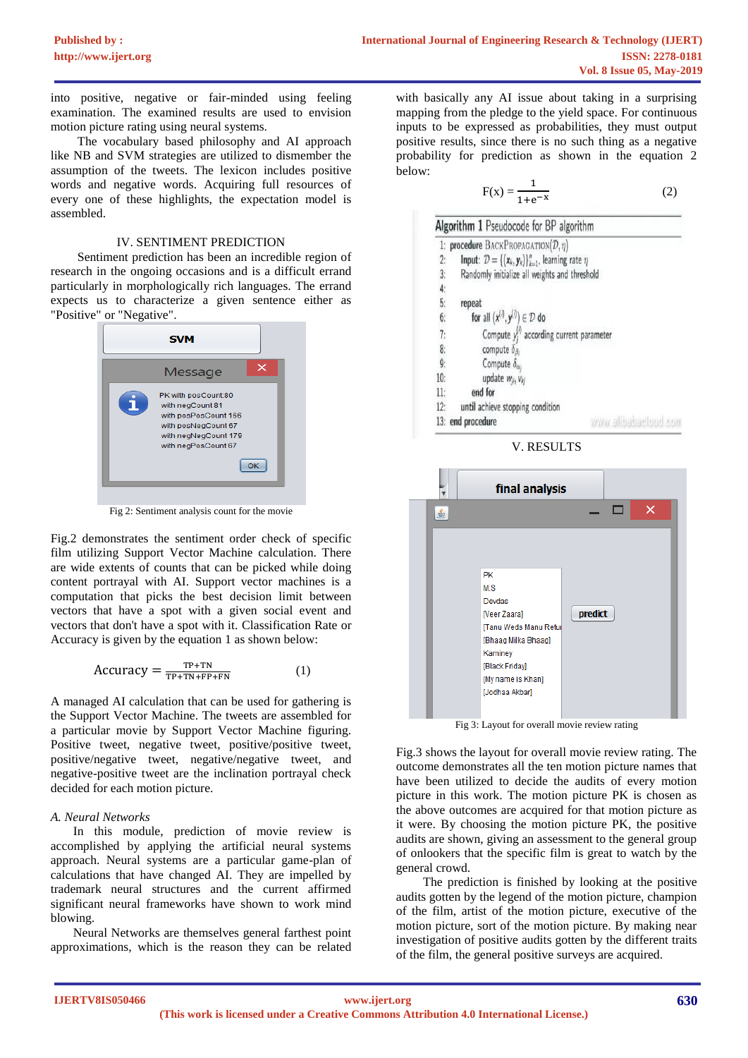into positive, negative or fair-minded using feeling examination. The examined results are used to envision motion picture rating using neural systems.

The vocabulary based philosophy and AI approach like NB and SVM strategies are utilized to dismember the assumption of the tweets. The lexicon includes positive words and negative words. Acquiring full resources of every one of these highlights, the expectation model is assembled.

## IV. SENTIMENT PREDICTION

Sentiment prediction has been an incredible region of research in the ongoing occasions and is a difficult errand particularly in morphologically rich languages. The errand expects us to characterize a given sentence either as "Positive" or "Negative".

Fig 2: Sentiment analysis count for the movie

Fig.2 demonstrates the sentiment order check of specific film utilizing Support Vector Machine calculation. There are wide extents of counts that can be picked while doing content portrayal with AI. Support vector machines is a computation that picks the best decision limit between vectors that have a spot with a given social event and vectors that don't have a spot with it. Classification Rate or Accuracy is given by the equation 1 as shown below:

$$\text{Accuracy} = \frac{TP+TN}{TP+TN+FP+FN} \quad (1)$$

A managed AI calculation that can be used for gathering is the Support Vector Machine. The tweets are assembled for a particular movie by Support Vector Machine figuring. Positive tweet, negative tweet, positive/positive tweet, positive/negative tweet, negative/negative tweet, and negative-positive tweet are the inclination portrayal check decided for each motion picture.

### *A. Neural Networks*

In this module, prediction of movie review is accomplished by applying the artificial neural systems approach. Neural systems are a particular game-plan of calculations that have changed AI. They are impelled by trademark neural structures and the current affirmed significant neural frameworks have shown to work mind blowing.

Neural Networks are themselves general farthest point approximations, which is the reason they can be related with basically any AI issue about taking in a surprising mapping from the pledge to the yield space. For continuous inputs to be expressed as probabilities, they must output positive results, since there is no such thing as a negative probability for prediction as shown in the equation 2 below:

$$F(x) = \frac{1}{1+e^{-x}} \quad (2)$$

**Algorithm 1** Pseudocode for BP algorithm

```
1:  procedure BACKPROPAGATION(D, η)
2:    Input: D = {(x_k, y_k)}_{k=1}^{n}, learning rate η
3:    Randomly initialize all weights and threshold
4:
5:    repeat
6:      for all (x^(i), y^(i)) ∈ D do
7:        Compute ŷ_j^(i) according current parameter
8:        compute δ_{β_j}
9:        Compute δ_{α_{ij}}
10:       update w_{ij}, v_{ij}
11:     end for
12:   until achieve stopping condition
13: end procedure
```

## V. RESULTS

Fig 3: Layout for overall movie review rating

Fig.3 shows the layout for overall movie review rating. The outcome demonstrates all the ten motion picture names that have been utilized to decide the audits of every motion picture in this work. The motion picture PK is chosen as the above outcomes are acquired for that motion picture as it were. By choosing the motion picture PK, the positive audits are shown, giving an assessment to the general group of onlookers that the specific film is great to watch by the general crowd.

The prediction is finished by looking at the positive audits gotten by the legend of the motion picture, champion of the film, artist of the motion picture, executive of the motion picture, sort of the motion picture. By making near investigation of positive audits gotten by the different traits of the film, the general positive surveys are acquired.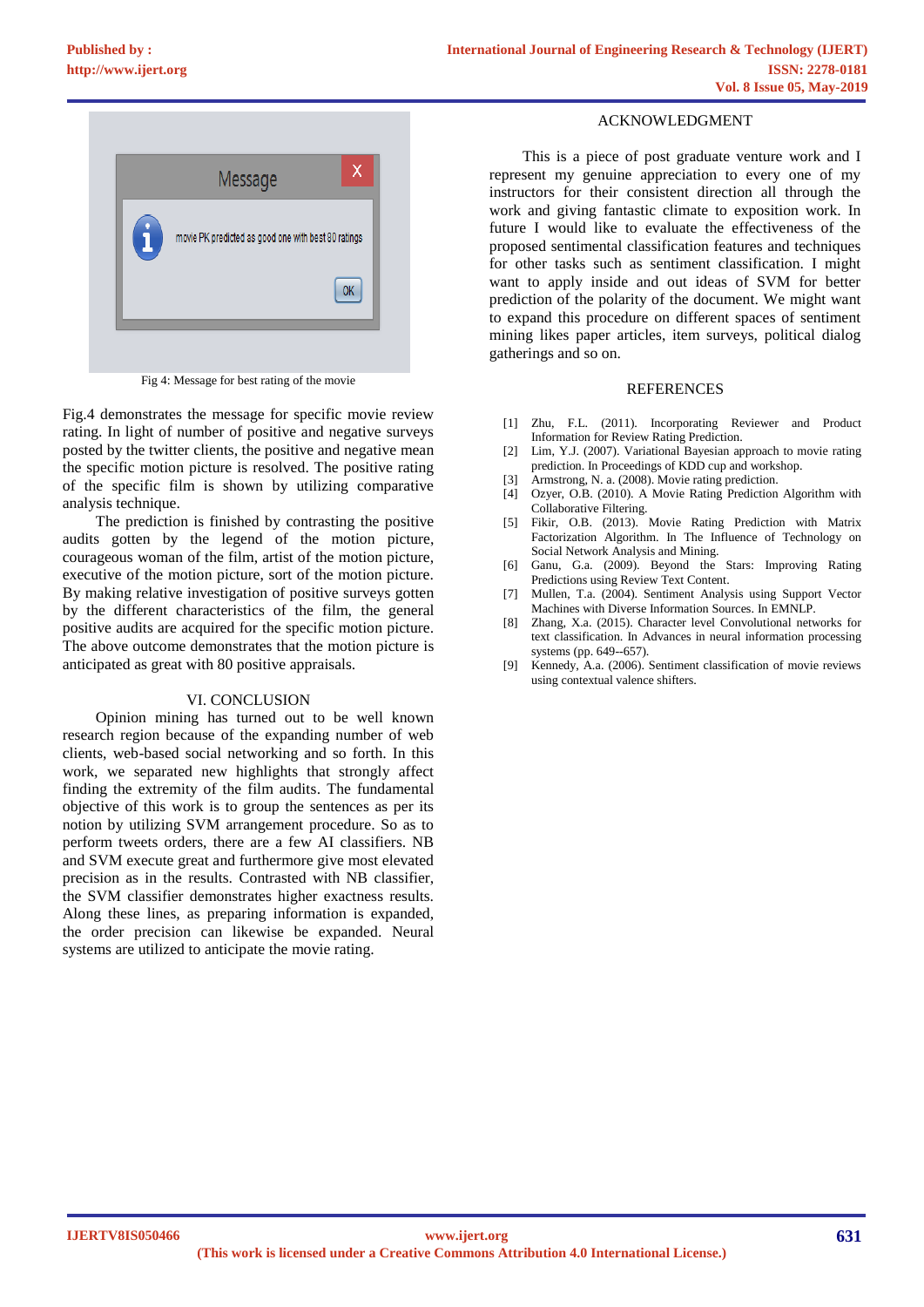Fig 4: Message for best rating of the movie

Fig.4 demonstrates the message for specific movie review rating. In light of number of positive and negative surveys posted by the twitter clients, the positive and negative mean the specific motion picture is resolved. The positive rating of the specific film is shown by utilizing comparative analysis technique.

The prediction is finished by contrasting the positive audits gotten by the legend of the motion picture, courageous woman of the film, artist of the motion picture, executive of the motion picture, sort of the motion picture. By making relative investigation of positive surveys gotten by the different characteristics of the film, the general positive audits are acquired for the specific motion picture. The above outcome demonstrates that the motion picture is anticipated as great with 80 positive appraisals.

## VI. CONCLUSION

Opinion mining has turned out to be well known research region because of the expanding number of web clients, web-based social networking and so forth. In this work, we separated new highlights that strongly affect finding the extremity of the film audits. The fundamental objective of this work is to group the sentences as per its notion by utilizing SVM arrangement procedure. So as to perform tweets orders, there are a few AI classifiers. NB and SVM execute great and furthermore give most elevated precision as in the results. Contrasted with NB classifier, the SVM classifier demonstrates higher exactness results. Along these lines, as preparing information is expanded, the order precision can likewise be expanded. Neural systems are utilized to anticipate the movie rating.

## ACKNOWLEDGMENT

This is a piece of post graduate venture work and I represent my genuine appreciation to every one of my instructors for their consistent direction all through the work and giving fantastic climate to exposition work. In future I would like to evaluate the effectiveness of the proposed sentimental classification features and techniques for other tasks such as sentiment classification. I might want to apply inside and out ideas of SVM for better prediction of the polarity of the document. We might want to expand this procedure on different spaces of sentiment mining likes paper articles, item surveys, political dialog gatherings and so on.

## REFERENCES

[1] Zhu, F.L. (2011). Incorporating Reviewer and Product Information for Review Rating Prediction.

[2] Lim, Y.J. (2007). Variational Bayesian approach to movie rating prediction. In Proceedings of KDD cup and workshop.

[3] Armstrong, N. a. (2008). Movie rating prediction.

[4] Ozyer, O.B. (2010). A Movie Rating Prediction Algorithm with Collaborative Filtering.

[5] Fikir, O.B. (2013). Movie Rating Prediction with Matrix Factorization Algorithm. In The Influence of Technology on Social Network Analysis and Mining.

[6] Ganu, G.a. (2009). Beyond the Stars: Improving Rating Predictions using Review Text Content.

[7] Mullen, T.a. (2004). Sentiment Analysis using Support Vector Machines with Diverse Information Sources. In EMNLP.

[8] Zhang, X.a. (2015). Character level Convolutional networks for text classification. In Advances in neural information processing systems (pp. 649--657).

[9] Kennedy, A.a. (2006). Sentiment classification of movie reviews using contextual valence shifters.